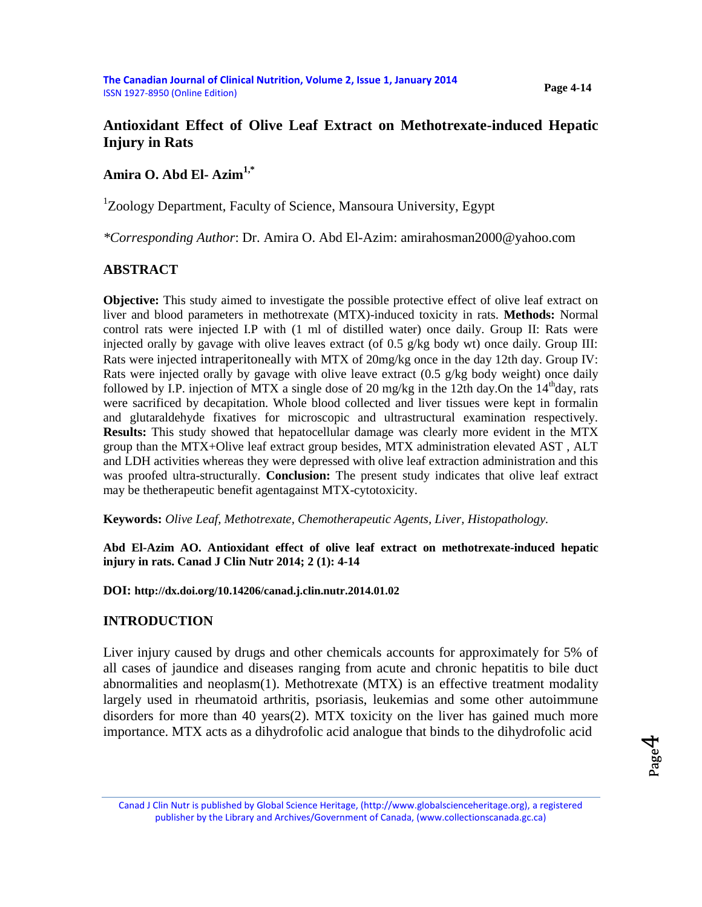# Antioxidant Effect of Olive Leaf Extract on Methotrexate-induced Hepatic Injury in Rats

**Amira O. Abd El- Azim[1,*]**

[1]Zoology Department, Faculty of Science, Mansoura University, Egypt

*\*Corresponding Author*: Dr. Amira O. Abd El-Azim: amirahosman2000@yahoo.com

## ABSTRACT

**Objective:** This study aimed to investigate the possible protective effect of olive leaf extract on liver and blood parameters in methotrexate (MTX)-induced toxicity in rats. **Methods:** Normal control rats were injected I.P with (1 ml of distilled water) once daily. Group II: Rats were injected orally by gavage with olive leaves extract (of 0.5 g/kg body wt) once daily. Group III: Rats were injected intraperitoneally with MTX of 20mg/kg once in the day 12th day. Group IV: Rats were injected orally by gavage with olive leave extract (0.5 g/kg body weight) once daily followed by I.P. injection of MTX a single dose of 20 mg/kg in the 12th day.On the 14$^{th}$day, rats were sacrificed by decapitation. Whole blood collected and liver tissues were kept in formalin and glutaraldehyde fixatives for microscopic and ultrastructural examination respectively. **Results:** This study showed that hepatocellular damage was clearly more evident in the MTX group than the MTX+Olive leaf extract group besides, MTX administration elevated AST , ALT and LDH activities whereas they were depressed with olive leaf extraction administration and this was proofed ultra-structurally. **Conclusion:** The present study indicates that olive leaf extract may be thetherapeutic benefit agentagainst MTX-cytotoxicity.

**Keywords:** *Olive Leaf, Methotrexate, Chemotherapeutic Agents, Liver, Histopathology.*

**Abd El-Azim AO. Antioxidant effect of olive leaf extract on methotrexate-induced hepatic injury in rats. Canad J Clin Nutr 2014; 2 (1): 4-14**

**DOI: http://dx.doi.org/10.14206/canad.j.clin.nutr.2014.01.02**

## INTRODUCTION

Liver injury caused by drugs and other chemicals accounts for approximately for 5% of all cases of jaundice and diseases ranging from acute and chronic hepatitis to bile duct abnormalities and neoplasm(1). Methotrexate (MTX) is an effective treatment modality largely used in rheumatoid arthritis, psoriasis, leukemias and some other autoimmune disorders for more than 40 years(2). MTX toxicity on the liver has gained much more importance. MTX acts as a dihydrofolic acid analogue that binds to the dihydrofolic acid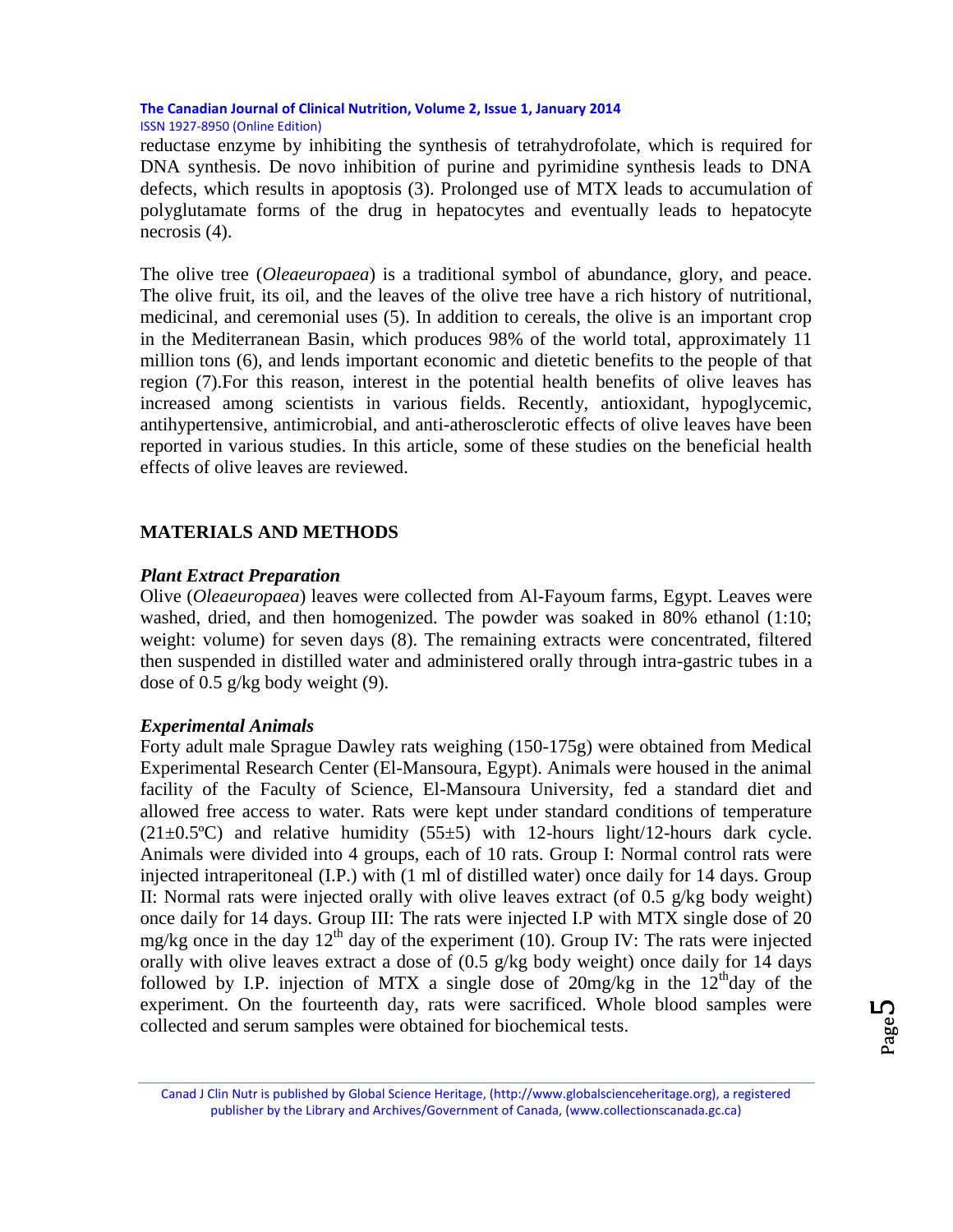reductase enzyme by inhibiting the synthesis of tetrahydrofolate, which is required for DNA synthesis. De novo inhibition of purine and pyrimidine synthesis leads to DNA defects, which results in apoptosis (3). Prolonged use of MTX leads to accumulation of polyglutamate forms of the drug in hepatocytes and eventually leads to hepatocyte necrosis (4).

The olive tree (*Oleaeuropaea*) is a traditional symbol of abundance, glory, and peace. The olive fruit, its oil, and the leaves of the olive tree have a rich history of nutritional, medicinal, and ceremonial uses (5). In addition to cereals, the olive is an important crop in the Mediterranean Basin, which produces 98% of the world total, approximately 11 million tons (6), and lends important economic and dietetic benefits to the people of that region (7).For this reason, interest in the potential health benefits of olive leaves has increased among scientists in various fields. Recently, antioxidant, hypoglycemic, antihypertensive, antimicrobial, and anti-atherosclerotic effects of olive leaves have been reported in various studies. In this article, some of these studies on the beneficial health effects of olive leaves are reviewed.

## MATERIALS AND METHODS

### *Plant Extract Preparation*

Olive (*Oleaeuropaea*) leaves were collected from Al-Fayoum farms, Egypt. Leaves were washed, dried, and then homogenized. The powder was soaked in 80% ethanol (1:10; weight: volume) for seven days (8). The remaining extracts were concentrated, filtered then suspended in distilled water and administered orally through intra-gastric tubes in a dose of 0.5 g/kg body weight (9).

### *Experimental Animals*

Forty adult male Sprague Dawley rats weighing (150-175g) were obtained from Medical Experimental Research Center (El-Mansoura, Egypt). Animals were housed in the animal facility of the Faculty of Science, El-Mansoura University, fed a standard diet and allowed free access to water. Rats were kept under standard conditions of temperature (21±0.5ºC) and relative humidity (55±5) with 12-hours light/12-hours dark cycle. Animals were divided into 4 groups, each of 10 rats. Group I: Normal control rats were injected intraperitoneal (I.P.) with (1 ml of distilled water) once daily for 14 days. Group II: Normal rats were injected orally with olive leaves extract (of 0.5 g/kg body weight) once daily for 14 days. Group III: The rats were injected I.P with MTX single dose of 20 mg/kg once in the day 12$^{th}$ day of the experiment (10). Group IV: The rats were injected orally with olive leaves extract a dose of (0.5 g/kg body weight) once daily for 14 days followed by I.P. injection of MTX a single dose of 20mg/kg in the 12$^{th}$day of the experiment. On the fourteenth day, rats were sacrificed. Whole blood samples were collected and serum samples were obtained for biochemical tests.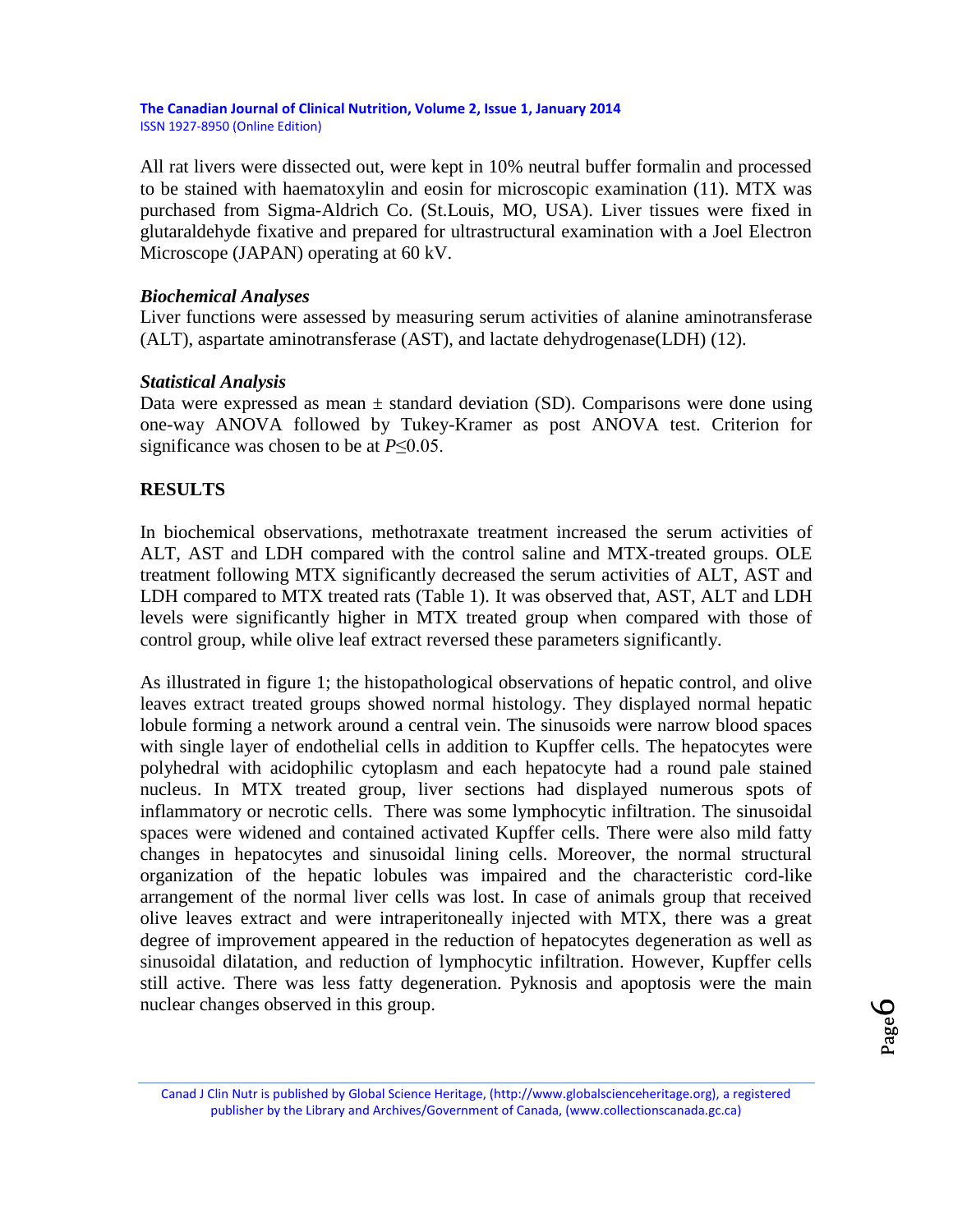All rat livers were dissected out, were kept in 10% neutral buffer formalin and processed to be stained with haematoxylin and eosin for microscopic examination (11). MTX was purchased from Sigma-Aldrich Co. (St.Louis, MO, USA). Liver tissues were fixed in glutaraldehyde fixative and prepared for ultrastructural examination with a Joel Electron Microscope (JAPAN) operating at 60 kV.

### *Biochemical Analyses*

Liver functions were assessed by measuring serum activities of alanine aminotransferase (ALT), aspartate aminotransferase (AST), and lactate dehydrogenase(LDH) (12).

### *Statistical Analysis*

Data were expressed as mean ± standard deviation (SD). Comparisons were done using one-way ANOVA followed by Tukey-Kramer as post ANOVA test. Criterion for significance was chosen to be at $P \leq 0.05$.

## RESULTS

In biochemical observations, methotraxate treatment increased the serum activities of ALT, AST and LDH compared with the control saline and MTX-treated groups. OLE treatment following MTX significantly decreased the serum activities of ALT, AST and LDH compared to MTX treated rats (Table 1). It was observed that, AST, ALT and LDH levels were significantly higher in MTX treated group when compared with those of control group, while olive leaf extract reversed these parameters significantly.

As illustrated in figure 1; the histopathological observations of hepatic control, and olive leaves extract treated groups showed normal histology. They displayed normal hepatic lobule forming a network around a central vein. The sinusoids were narrow blood spaces with single layer of endothelial cells in addition to Kupffer cells. The hepatocytes were polyhedral with acidophilic cytoplasm and each hepatocyte had a round pale stained nucleus. In MTX treated group, liver sections had displayed numerous spots of inflammatory or necrotic cells. There was some lymphocytic infiltration. The sinusoidal spaces were widened and contained activated Kupffer cells. There were also mild fatty changes in hepatocytes and sinusoidal lining cells. Moreover, the normal structural organization of the hepatic lobules was impaired and the characteristic cord-like arrangement of the normal liver cells was lost. In case of animals group that received olive leaves extract and were intraperitoneally injected with MTX, there was a great degree of improvement appeared in the reduction of hepatocytes degeneration as well as sinusoidal dilatation, and reduction of lymphocytic infiltration. However, Kupffer cells still active. There was less fatty degeneration. Pyknosis and apoptosis were the main nuclear changes observed in this group.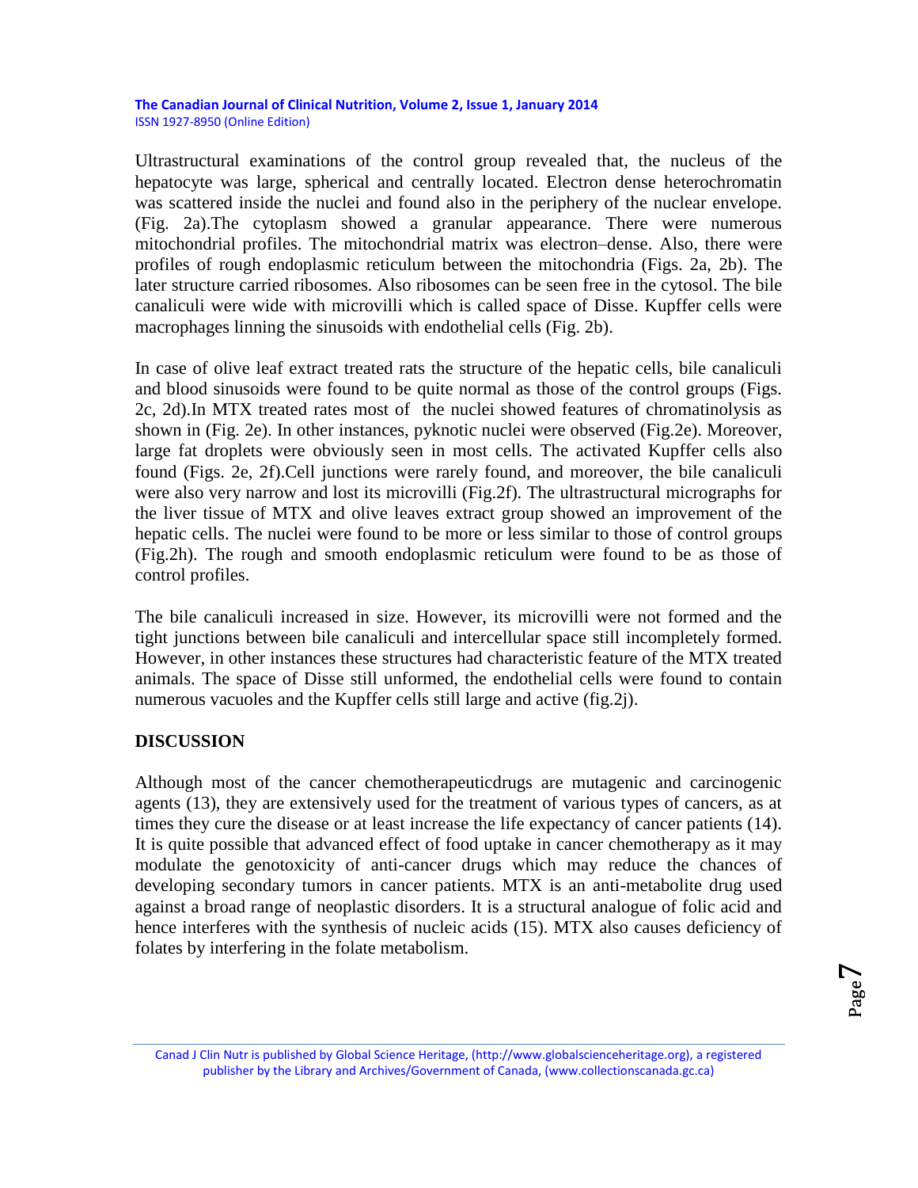Ultrastructural examinations of the control group revealed that, the nucleus of the hepatocyte was large, spherical and centrally located. Electron dense heterochromatin was scattered inside the nuclei and found also in the periphery of the nuclear envelope. (Fig. 2a).The cytoplasm showed a granular appearance. There were numerous mitochondrial profiles. The mitochondrial matrix was electron–dense. Also, there were profiles of rough endoplasmic reticulum between the mitochondria (Figs. 2a, 2b). The later structure carried ribosomes. Also ribosomes can be seen free in the cytosol. The bile canaliculi were wide with microvilli which is called space of Disse. Kupffer cells were macrophages linning the sinusoids with endothelial cells (Fig. 2b).

In case of olive leaf extract treated rats the structure of the hepatic cells, bile canaliculi and blood sinusoids were found to be quite normal as those of the control groups (Figs. 2c, 2d).In MTX treated rates most of the nuclei showed features of chromatinolysis as shown in (Fig. 2e). In other instances, pyknotic nuclei were observed (Fig.2e). Moreover, large fat droplets were obviously seen in most cells. The activated Kupffer cells also found (Figs. 2e, 2f).Cell junctions were rarely found, and moreover, the bile canaliculi were also very narrow and lost its microvilli (Fig.2f). The ultrastructural micrographs for the liver tissue of MTX and olive leaves extract group showed an improvement of the hepatic cells. The nuclei were found to be more or less similar to those of control groups (Fig.2h). The rough and smooth endoplasmic reticulum were found to be as those of control profiles.

The bile canaliculi increased in size. However, its microvilli were not formed and the tight junctions between bile canaliculi and intercellular space still incompletely formed. However, in other instances these structures had characteristic feature of the MTX treated animals. The space of Disse still unformed, the endothelial cells were found to contain numerous vacuoles and the Kupffer cells still large and active (fig.2j).

## DISCUSSION

Although most of the cancer chemotherapeuticdrugs are mutagenic and carcinogenic agents (13), they are extensively used for the treatment of various types of cancers, as at times they cure the disease or at least increase the life expectancy of cancer patients (14). It is quite possible that advanced effect of food uptake in cancer chemotherapy as it may modulate the genotoxicity of anti-cancer drugs which may reduce the chances of developing secondary tumors in cancer patients. MTX is an anti-metabolite drug used against a broad range of neoplastic disorders. It is a structural analogue of folic acid and hence interferes with the synthesis of nucleic acids (15). MTX also causes deficiency of folates by interfering in the folate metabolism.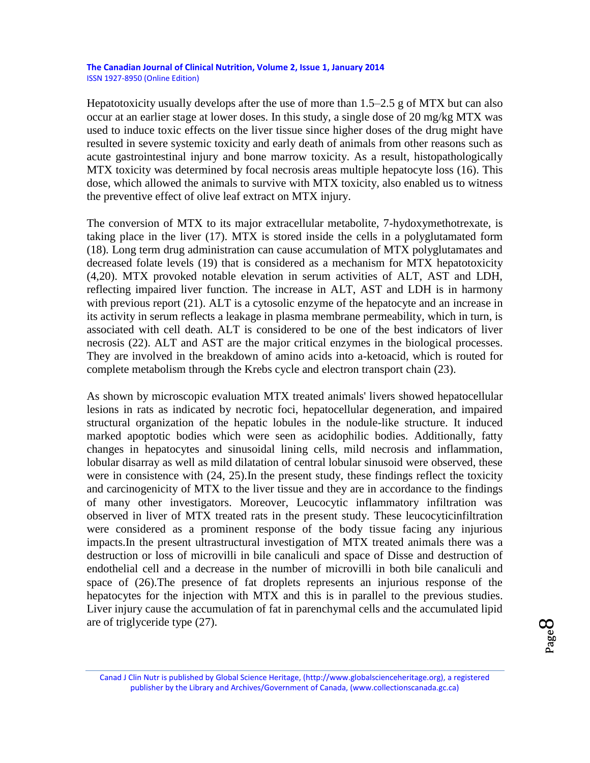Hepatotoxicity usually develops after the use of more than 1.5–2.5 g of MTX but can also occur at an earlier stage at lower doses. In this study, a single dose of 20 mg/kg MTX was used to induce toxic effects on the liver tissue since higher doses of the drug might have resulted in severe systemic toxicity and early death of animals from other reasons such as acute gastrointestinal injury and bone marrow toxicity. As a result, histopathologically MTX toxicity was determined by focal necrosis areas multiple hepatocyte loss (16). This dose, which allowed the animals to survive with MTX toxicity, also enabled us to witness the preventive effect of olive leaf extract on MTX injury.

The conversion of MTX to its major extracellular metabolite, 7-hydoxymethotrexate, is taking place in the liver (17). MTX is stored inside the cells in a polyglutamated form (18). Long term drug administration can cause accumulation of MTX polyglutamates and decreased folate levels (19) that is considered as a mechanism for MTX hepatotoxicity (4,20). MTX provoked notable elevation in serum activities of ALT, AST and LDH, reflecting impaired liver function. The increase in ALT, AST and LDH is in harmony with previous report (21). ALT is a cytosolic enzyme of the hepatocyte and an increase in its activity in serum reflects a leakage in plasma membrane permeability, which in turn, is associated with cell death. ALT is considered to be one of the best indicators of liver necrosis (22). ALT and AST are the major critical enzymes in the biological processes. They are involved in the breakdown of amino acids into a-ketoacid, which is routed for complete metabolism through the Krebs cycle and electron transport chain (23).

As shown by microscopic evaluation MTX treated animals' livers showed hepatocellular lesions in rats as indicated by necrotic foci, hepatocellular degeneration, and impaired structural organization of the hepatic lobules in the nodule-like structure. It induced marked apoptotic bodies which were seen as acidophilic bodies. Additionally, fatty changes in hepatocytes and sinusoidal lining cells, mild necrosis and inflammation, lobular disarray as well as mild dilatation of central lobular sinusoid were observed, these were in consistence with (24, 25).In the present study, these findings reflect the toxicity and carcinogenicity of MTX to the liver tissue and they are in accordance to the findings of many other investigators. Moreover, Leucocytic inflammatory infiltration was observed in liver of MTX treated rats in the present study. These leucocyticinfiltration were considered as a prominent response of the body tissue facing any injurious impacts.In the present ultrastructural investigation of MTX treated animals there was a destruction or loss of microvilli in bile canaliculi and space of Disse and destruction of endothelial cell and a decrease in the number of microvilli in both bile canaliculi and space of (26).The presence of fat droplets represents an injurious response of the hepatocytes for the injection with MTX and this is in parallel to the previous studies. Liver injury cause the accumulation of fat in parenchymal cells and the accumulated lipid are of triglyceride type (27).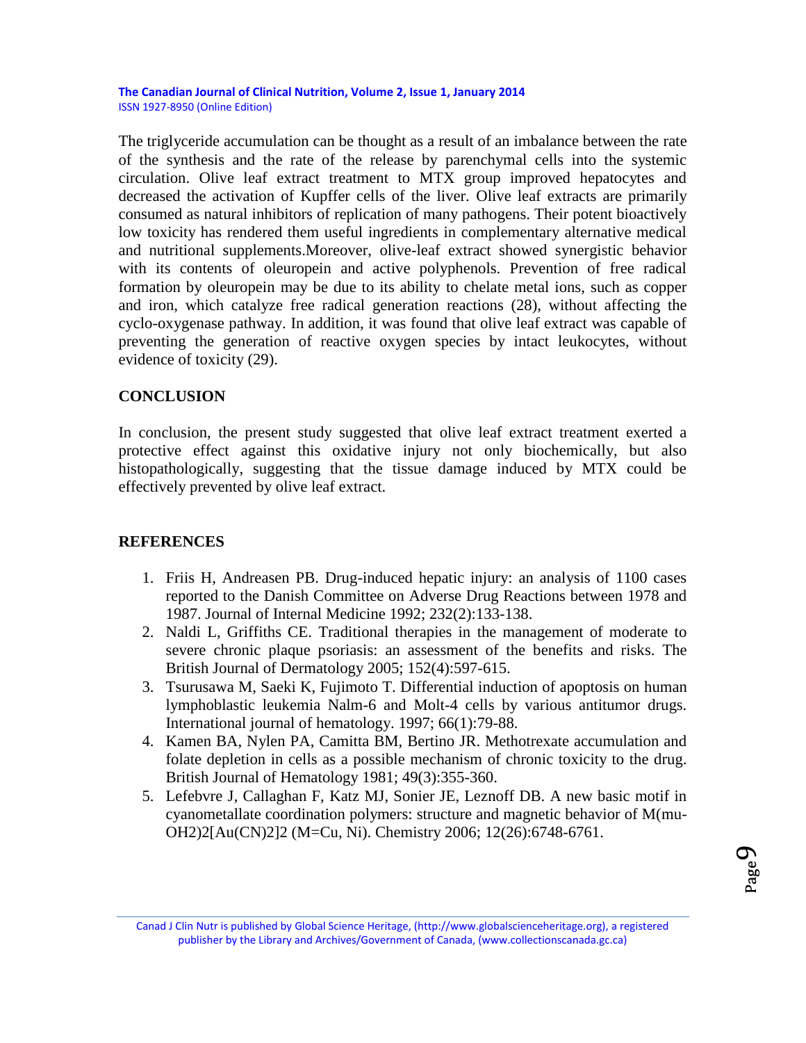The triglyceride accumulation can be thought as a result of an imbalance between the rate of the synthesis and the rate of the release by parenchymal cells into the systemic circulation. Olive leaf extract treatment to MTX group improved hepatocytes and decreased the activation of Kupffer cells of the liver. Olive leaf extracts are primarily consumed as natural inhibitors of replication of many pathogens. Their potent bioactively low toxicity has rendered them useful ingredients in complementary alternative medical and nutritional supplements.Moreover, olive-leaf extract showed synergistic behavior with its contents of oleuropein and active polyphenols. Prevention of free radical formation by oleuropein may be due to its ability to chelate metal ions, such as copper and iron, which catalyze free radical generation reactions (28), without affecting the cyclo-oxygenase pathway. In addition, it was found that olive leaf extract was capable of preventing the generation of reactive oxygen species by intact leukocytes, without evidence of toxicity (29).

## CONCLUSION

In conclusion, the present study suggested that olive leaf extract treatment exerted a protective effect against this oxidative injury not only biochemically, but also histopathologically, suggesting that the tissue damage induced by MTX could be effectively prevented by olive leaf extract.

## REFERENCES

1. Friis H, Andreasen PB. Drug-induced hepatic injury: an analysis of 1100 cases reported to the Danish Committee on Adverse Drug Reactions between 1978 and 1987. Journal of Internal Medicine 1992; 232(2):133-138.
2. Naldi L, Griffiths CE. Traditional therapies in the management of moderate to severe chronic plaque psoriasis: an assessment of the benefits and risks. The British Journal of Dermatology 2005; 152(4):597-615.
3. Tsurusawa M, Saeki K, Fujimoto T. Differential induction of apoptosis on human lymphoblastic leukemia Nalm-6 and Molt-4 cells by various antitumor drugs. International journal of hematology. 1997; 66(1):79-88.
4. Kamen BA, Nylen PA, Camitta BM, Bertino JR. Methotrexate accumulation and folate depletion in cells as a possible mechanism of chronic toxicity to the drug. British Journal of Hematology 1981; 49(3):355-360.
5. Lefebvre J, Callaghan F, Katz MJ, Sonier JE, Leznoff DB. A new basic motif in cyanometallate coordination polymers: structure and magnetic behavior of M(mu-OH2)2[Au(CN)2]2 (M=Cu, Ni). Chemistry 2006; 12(26):6748-6761.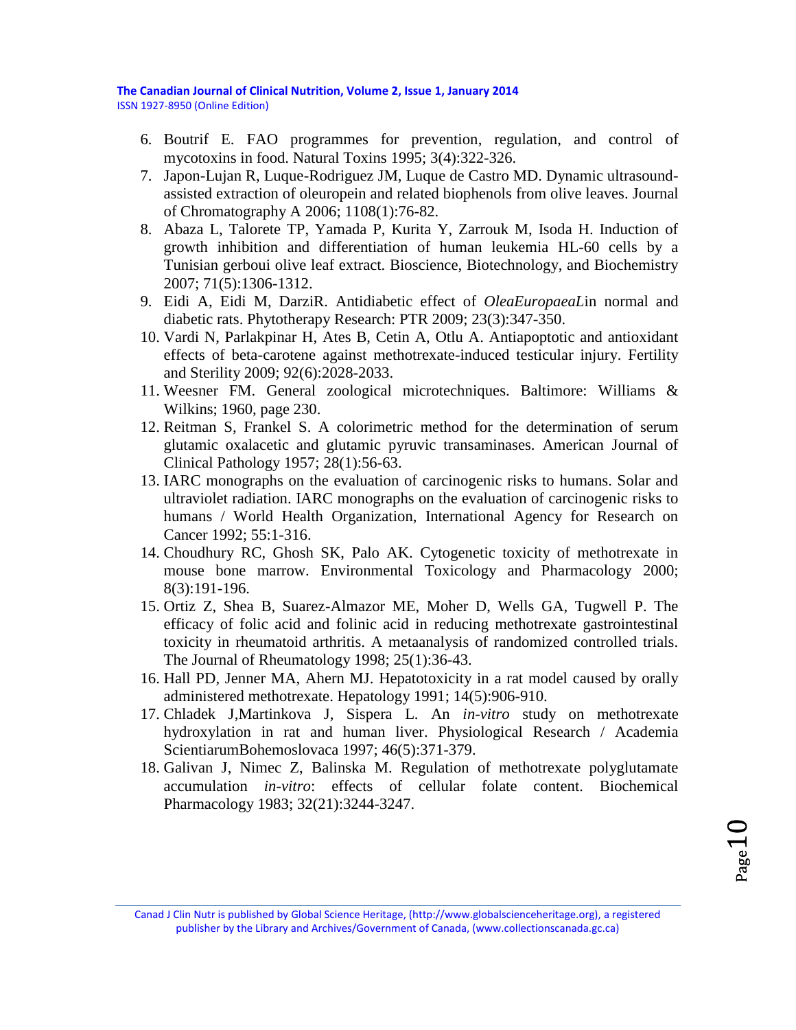6. Boutrif E. FAO programmes for prevention, regulation, and control of mycotoxins in food. Natural Toxins 1995; 3(4):322-326.
7. Japon-Lujan R, Luque-Rodriguez JM, Luque de Castro MD. Dynamic ultrasound-assisted extraction of oleuropein and related biophenols from olive leaves. Journal of Chromatography A 2006; 1108(1):76-82.
8. Abaza L, Talorete TP, Yamada P, Kurita Y, Zarrouk M, Isoda H. Induction of growth inhibition and differentiation of human leukemia HL-60 cells by a Tunisian gerboui olive leaf extract. Bioscience, Biotechnology, and Biochemistry 2007; 71(5):1306-1312.
9. Eidi A, Eidi M, DarziR. Antidiabetic effect of *OleaEuropaeaL*in normal and diabetic rats. Phytotherapy Research: PTR 2009; 23(3):347-350.
10. Vardi N, Parlakpinar H, Ates B, Cetin A, Otlu A. Antiapoptotic and antioxidant effects of beta-carotene against methotrexate-induced testicular injury. Fertility and Sterility 2009; 92(6):2028-2033.
11. Weesner FM. General zoological microtechniques. Baltimore: Williams & Wilkins; 1960, page 230.
12. Reitman S, Frankel S. A colorimetric method for the determination of serum glutamic oxalacetic and glutamic pyruvic transaminases. American Journal of Clinical Pathology 1957; 28(1):56-63.
13. IARC monographs on the evaluation of carcinogenic risks to humans. Solar and ultraviolet radiation. IARC monographs on the evaluation of carcinogenic risks to humans / World Health Organization, International Agency for Research on Cancer 1992; 55:1-316.
14. Choudhury RC, Ghosh SK, Palo AK. Cytogenetic toxicity of methotrexate in mouse bone marrow. Environmental Toxicology and Pharmacology 2000; 8(3):191-196.
15. Ortiz Z, Shea B, Suarez-Almazor ME, Moher D, Wells GA, Tugwell P. The efficacy of folic acid and folinic acid in reducing methotrexate gastrointestinal toxicity in rheumatoid arthritis. A metaanalysis of randomized controlled trials. The Journal of Rheumatology 1998; 25(1):36-43.
16. Hall PD, Jenner MA, Ahern MJ. Hepatotoxicity in a rat model caused by orally administered methotrexate. Hepatology 1991; 14(5):906-910.
17. Chladek J,Martinkova J, Sispera L. An *in-vitro* study on methotrexate hydroxylation in rat and human liver. Physiological Research / Academia ScientiarumBohemoslovaca 1997; 46(5):371-379.
18. Galivan J, Nimec Z, Balinska M. Regulation of methotrexate polyglutamate accumulation *in-vitro*: effects of cellular folate content. Biochemical Pharmacology 1983; 32(21):3244-3247.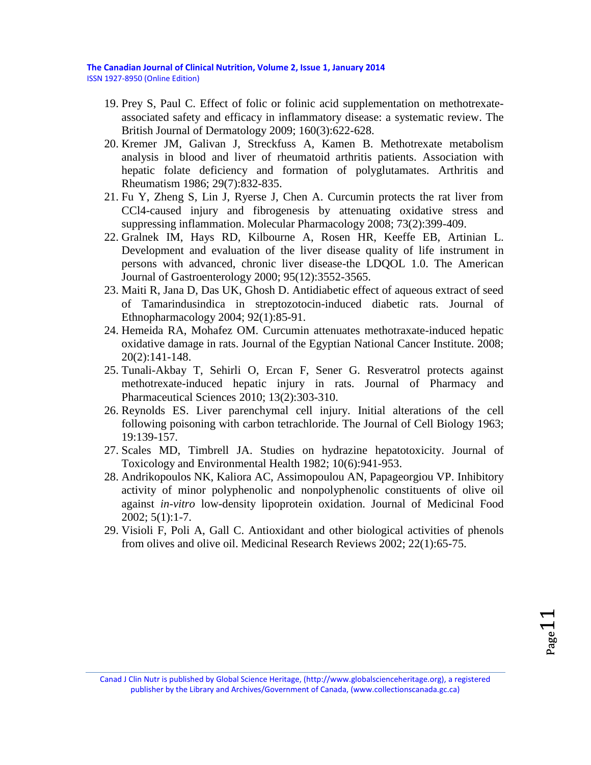19. Prey S, Paul C. Effect of folic or folinic acid supplementation on methotrexate-associated safety and efficacy in inflammatory disease: a systematic review. The British Journal of Dermatology 2009; 160(3):622-628.
20. Kremer JM, Galivan J, Streckfuss A, Kamen B. Methotrexate metabolism analysis in blood and liver of rheumatoid arthritis patients. Association with hepatic folate deficiency and formation of polyglutamates. Arthritis and Rheumatism 1986; 29(7):832-835.
21. Fu Y, Zheng S, Lin J, Ryerse J, Chen A. Curcumin protects the rat liver from CCl4-caused injury and fibrogenesis by attenuating oxidative stress and suppressing inflammation. Molecular Pharmacology 2008; 73(2):399-409.
22. Gralnek IM, Hays RD, Kilbourne A, Rosen HR, Keeffe EB, Artinian L. Development and evaluation of the liver disease quality of life instrument in persons with advanced, chronic liver disease-the LDQOL 1.0. The American Journal of Gastroenterology 2000; 95(12):3552-3565.
23. Maiti R, Jana D, Das UK, Ghosh D. Antidiabetic effect of aqueous extract of seed of Tamarindusindica in streptozotocin-induced diabetic rats. Journal of Ethnopharmacology 2004; 92(1):85-91.
24. Hemeida RA, Mohafez OM. Curcumin attenuates methotraxate-induced hepatic oxidative damage in rats. Journal of the Egyptian National Cancer Institute. 2008; 20(2):141-148.
25. Tunali-Akbay T, Sehirli O, Ercan F, Sener G. Resveratrol protects against methotrexate-induced hepatic injury in rats. Journal of Pharmacy and Pharmaceutical Sciences 2010; 13(2):303-310.
26. Reynolds ES. Liver parenchymal cell injury. Initial alterations of the cell following poisoning with carbon tetrachloride. The Journal of Cell Biology 1963; 19:139-157.
27. Scales MD, Timbrell JA. Studies on hydrazine hepatotoxicity. Journal of Toxicology and Environmental Health 1982; 10(6):941-953.
28. Andrikopoulos NK, Kaliora AC, Assimopoulou AN, Papageorgiou VP. Inhibitory activity of minor polyphenolic and nonpolyphenolic constituents of olive oil against *in-vitro* low-density lipoprotein oxidation. Journal of Medicinal Food 2002; 5(1):1-7.
29. Visioli F, Poli A, Gall C. Antioxidant and other biological activities of phenols from olives and olive oil. Medicinal Research Reviews 2002; 22(1):65-75.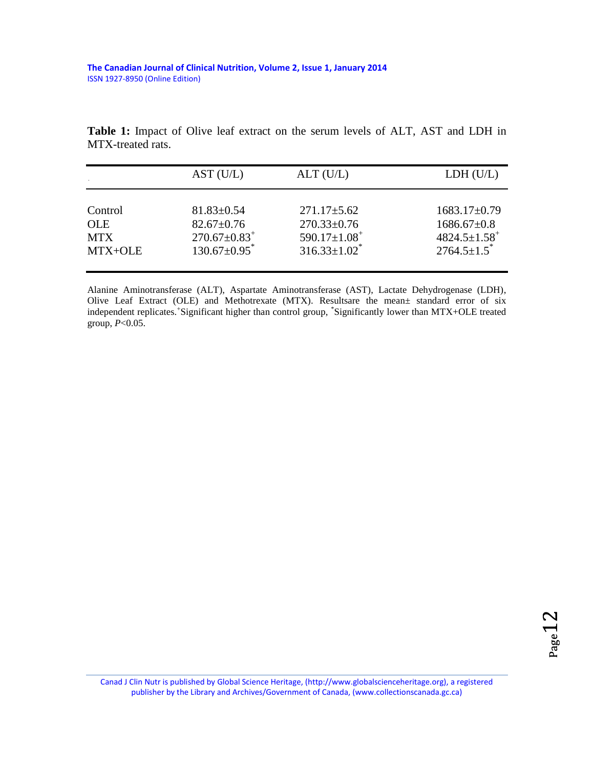**Table 1:** Impact of Olive leaf extract on the serum levels of ALT, AST and LDH in MTX-treated rats.

| | AST (U/L) | ALT (U/L) | LDH (U/L) |
|---|---|---|---|
| Control | 81.83±0.54 | 271.17±5.62 | 1683.17±0.79 |
| OLE | 82.67±0.76 | 270.33±0.76 | 1686.67±0.8 |
| MTX | 270.67±0.83$^{+}$ | 590.17±1.08$^{+}$ | 4824.5±1.58$^{+}$ |
| MTX+OLE | 130.67±0.95$^{*}$ | 316.33±1.02$^{*}$ | 2764.5±1.5$^{*}$ |

Alanine Aminotransferase (ALT), Aspartate Aminotransferase (AST), Lactate Dehydrogenase (LDH), Olive Leaf Extract (OLE) and Methotrexate (MTX). Resultsare the mean± standard error of six independent replicates. $^{+}$Significant higher than control group, $^{*}$Significantly lower than MTX+OLE treated group, $P<0.05$.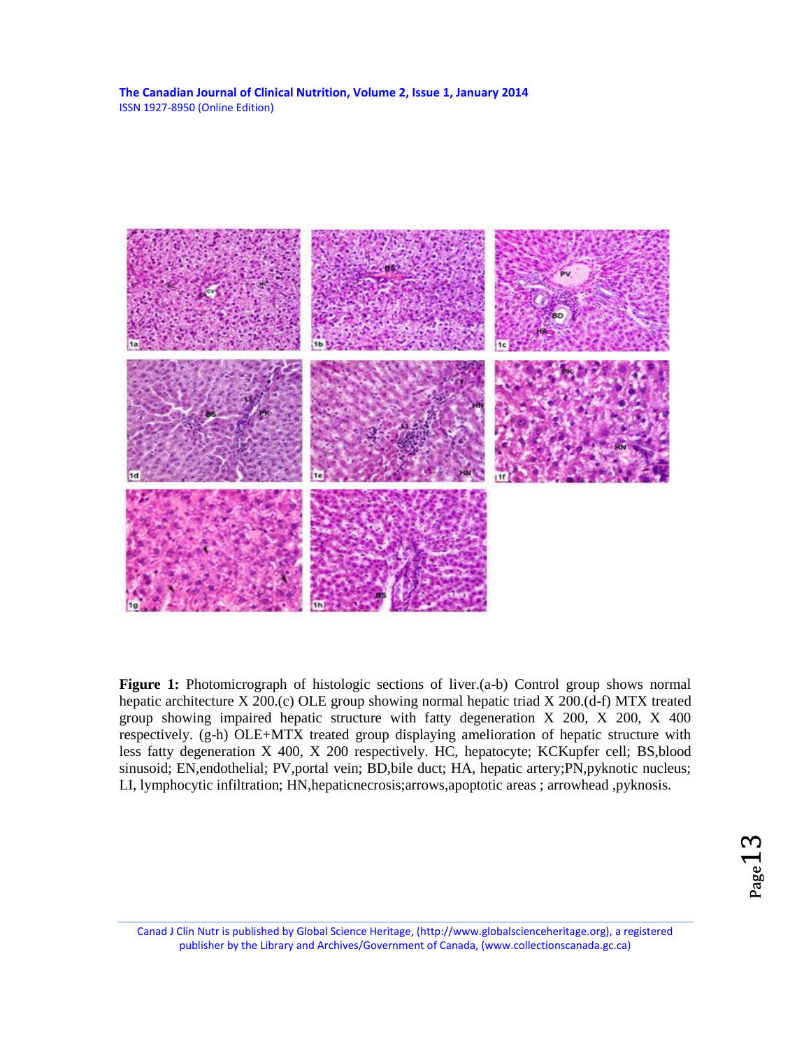**Figure 1:** Photomicrograph of histologic sections of liver.(a-b) Control group shows normal hepatic architecture X 200.(c) OLE group showing normal hepatic triad X 200.(d-f) MTX treated group showing impaired hepatic structure with fatty degeneration X 200, X 200, X 400 respectively. (g-h) OLE+MTX treated group displaying amelioration of hepatic structure with less fatty degeneration X 400, X 200 respectively. HC, hepatocyte; KCKupfer cell; BS,blood sinusoid; EN,endothelial; PV,portal vein; BD,bile duct; HA, hepatic artery;PN,pyknotic nucleus; LI, lymphocytic infiltration; HN,hepaticnecrosis;arrows,apoptotic areas ; arrowhead ,pyknosis.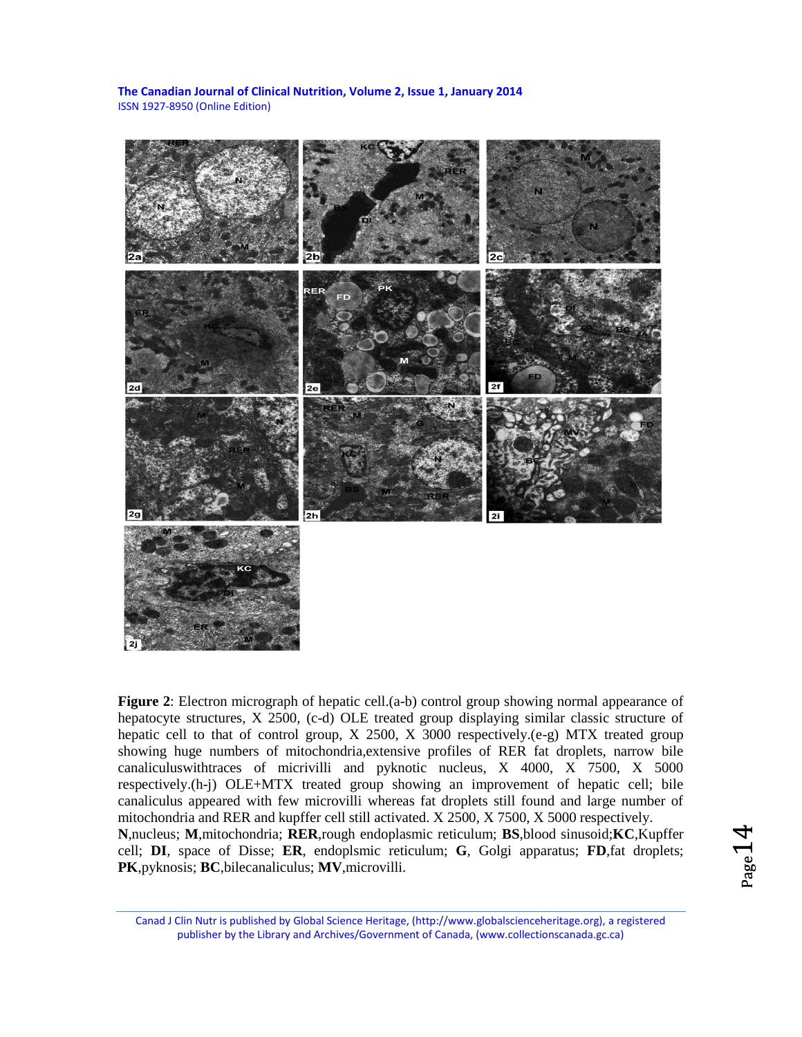**Figure 2**: Electron micrograph of hepatic cell.(a-b) control group showing normal appearance of hepatocyte structures, X 2500, (c-d) OLE treated group displaying similar classic structure of hepatic cell to that of control group, X 2500, X 3000 respectively.(e-g) MTX treated group showing huge numbers of mitochondria,extensive profiles of RER fat droplets, narrow bile canaliculuswithtraces of micrivilli and pyknotic nucleus, X 4000, X 7500, X 5000 respectively.(h-j) OLE+MTX treated group showing an improvement of hepatic cell; bile canaliculus appeared with few microvilli whereas fat droplets still found and large number of mitochondria and RER and kupffer cell still activated. X 2500, X 7500, X 5000 respectively.

**N**,nucleus; **M**,mitochondria; **RER**,rough endoplasmic reticulum; **BS**,blood sinusoid;**KC**,Kupffer cell; **DI**, space of Disse; **ER**, endoplsmic reticulum; **G**, Golgi apparatus; **FD**,fat droplets; **PK**,pyknosis; **BC**,bilecanaliculus; **MV**,microvilli.